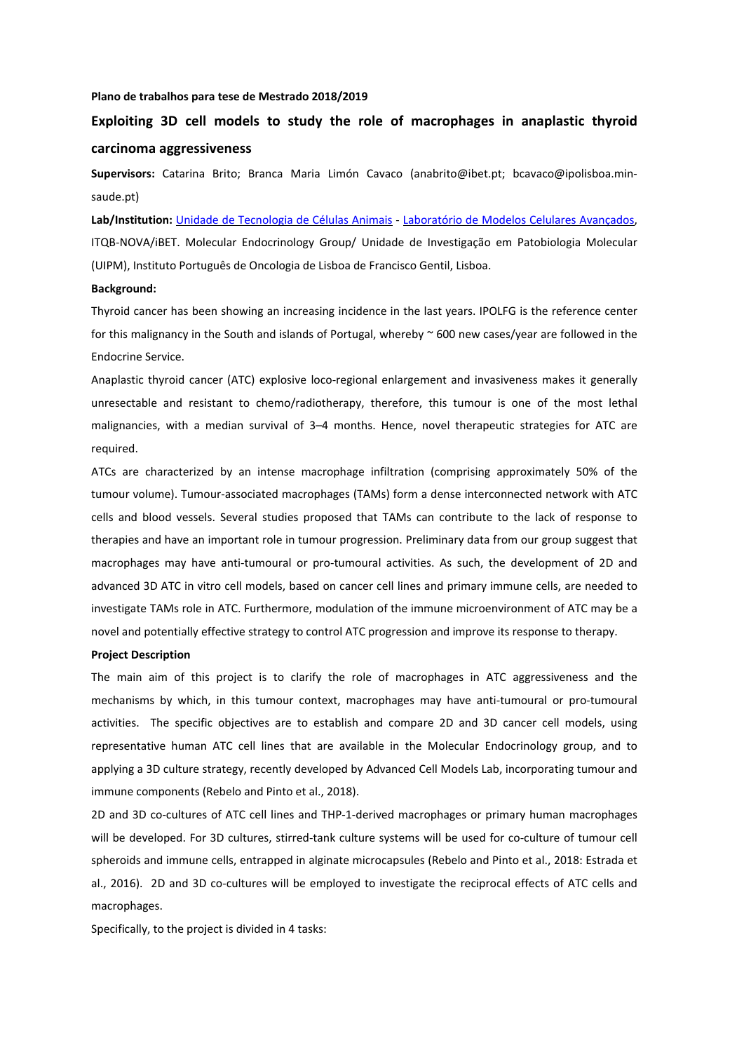**Plano de trabalhos para tese de Mestrado 2018/2019**

# Exploiting 3D cell models to study the role of macrophages in anaplastic thyroid carcinoma aggressiveness

**Supervisors:** Catarina Brito; Branca Maria Limón Cavaco (anabrito@ibet.pt; bcavaco@ipolisboa.min-saude.pt)

**Lab/Institution:** Unidade de Tecnologia de Células Animais - Laboratório de Modelos Celulares Avançados, ITQB-NOVA/iBET. Molecular Endocrinology Group/ Unidade de Investigação em Patobiologia Molecular (UIPM), Instituto Português de Oncologia de Lisboa de Francisco Gentil, Lisboa.

**Background:**

Thyroid cancer has been showing an increasing incidence in the last years. IPOLFG is the reference center for this malignancy in the South and islands of Portugal, whereby ~ 600 new cases/year are followed in the Endocrine Service.

Anaplastic thyroid cancer (ATC) explosive loco-regional enlargement and invasiveness makes it generally unresectable and resistant to chemo/radiotherapy, therefore, this tumour is one of the most lethal malignancies, with a median survival of 3–4 months. Hence, novel therapeutic strategies for ATC are required.

ATCs are characterized by an intense macrophage infiltration (comprising approximately 50% of the tumour volume). Tumour-associated macrophages (TAMs) form a dense interconnected network with ATC cells and blood vessels. Several studies proposed that TAMs can contribute to the lack of response to therapies and have an important role in tumour progression. Preliminary data from our group suggest that macrophages may have anti-tumoural or pro-tumoural activities. As such, the development of 2D and advanced 3D ATC in vitro cell models, based on cancer cell lines and primary immune cells, are needed to investigate TAMs role in ATC. Furthermore, modulation of the immune microenvironment of ATC may be a novel and potentially effective strategy to control ATC progression and improve its response to therapy.

**Project Description**

The main aim of this project is to clarify the role of macrophages in ATC aggressiveness and the mechanisms by which, in this tumour context, macrophages may have anti-tumoural or pro-tumoural activities. The specific objectives are to establish and compare 2D and 3D cancer cell models, using representative human ATC cell lines that are available in the Molecular Endocrinology group, and to applying a 3D culture strategy, recently developed by Advanced Cell Models Lab, incorporating tumour and immune components (Rebelo and Pinto et al., 2018).

2D and 3D co-cultures of ATC cell lines and THP-1-derived macrophages or primary human macrophages will be developed. For 3D cultures, stirred-tank culture systems will be used for co-culture of tumour cell spheroids and immune cells, entrapped in alginate microcapsules (Rebelo and Pinto et al., 2018: Estrada et al., 2016). 2D and 3D co-cultures will be employed to investigate the reciprocal effects of ATC cells and macrophages.

Specifically, to the project is divided in 4 tasks: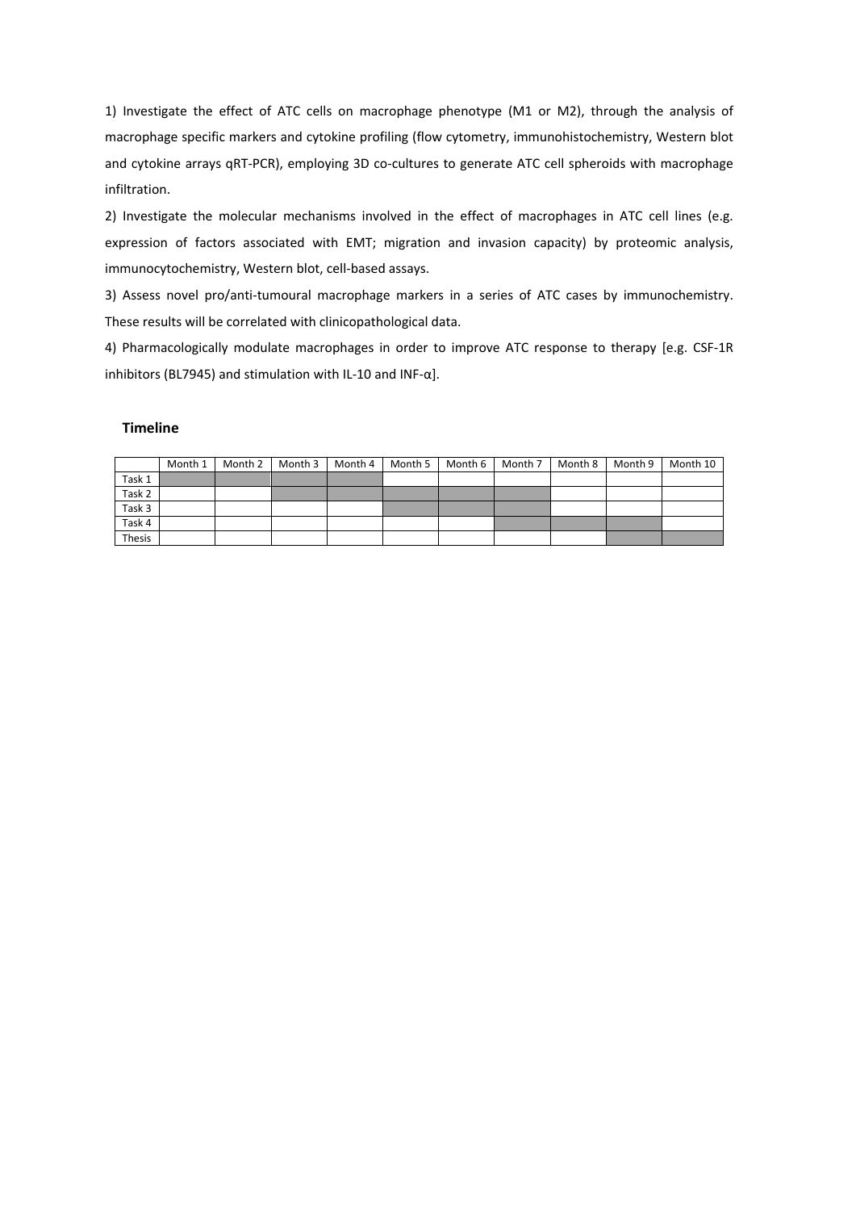1) Investigate the effect of ATC cells on macrophage phenotype (M1 or M2), through the analysis of macrophage specific markers and cytokine profiling (flow cytometry, immunohistochemistry, Western blot and cytokine arrays qRT-PCR), employing 3D co-cultures to generate ATC cell spheroids with macrophage infiltration.

2) Investigate the molecular mechanisms involved in the effect of macrophages in ATC cell lines (e.g. expression of factors associated with EMT; migration and invasion capacity) by proteomic analysis, immunocytochemistry, Western blot, cell-based assays.

3) Assess novel pro/anti-tumoural macrophage markers in a series of ATC cases by immunochemistry. These results will be correlated with clinicopathological data.

4) Pharmacologically modulate macrophages in order to improve ATC response to therapy [e.g. CSF-1R inhibitors (BL7945) and stimulation with IL-10 and INF-α].

**Timeline**

| | Month 1 | Month 2 | Month 3 | Month 4 | Month 5 | Month 6 | Month 7 | Month 8 | Month 9 | Month 10 |
|---|---|---|---|---|---|---|---|---|---|---|
| Task 1 | ■ | ■ | ■ | ■ | | | | | | |
| Task 2 | | | ■ | ■ | ■ | ■ | ■ | | | |
| Task 3 | | | | | ■ | ■ | ■ | | | |
| Task 4 | | | | | | | ■ | ■ | ■ | |
| Thesis | | | | | | | | | ■ | ■ |